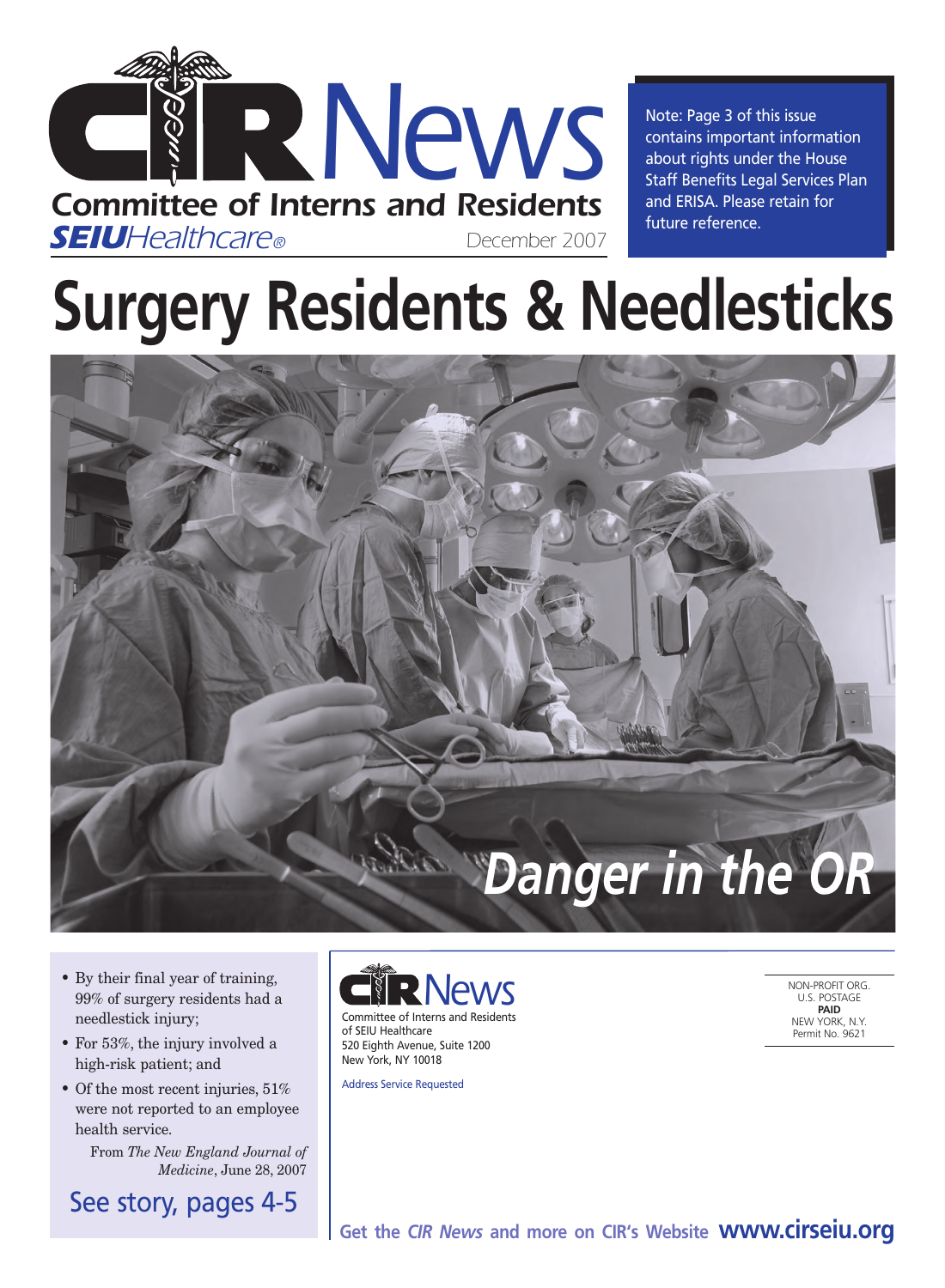# CIR News

**Committee of Interns and Residents**
**SEIU** *Healthcare®*

December 2007

Note: Page 3 of this issue contains important information about rights under the House Staff Benefits Legal Services Plan and ERISA. Please retain for future reference.

# Surgery Residents & Needlesticks

## *Danger in the OR*

- By their final year of training, 99% of surgery residents had a needlestick injury;
- For 53%, the injury involved a high-risk patient; and
- Of the most recent injuries, 51% were not reported to an employee health service.

From *The New England Journal of Medicine*, June 28, 2007

See story, pages 4-5

CIR News
Committee of Interns and Residents of SEIU Healthcare
520 Eighth Avenue, Suite 1200
New York, NY 10018

Address Service Requested

NON-PROFIT ORG.
U.S. POSTAGE
**PAID**
NEW YORK, N.Y.
Permit No. 9621

**Get the *CIR News* and more on CIR's Website www.cirseiu.org**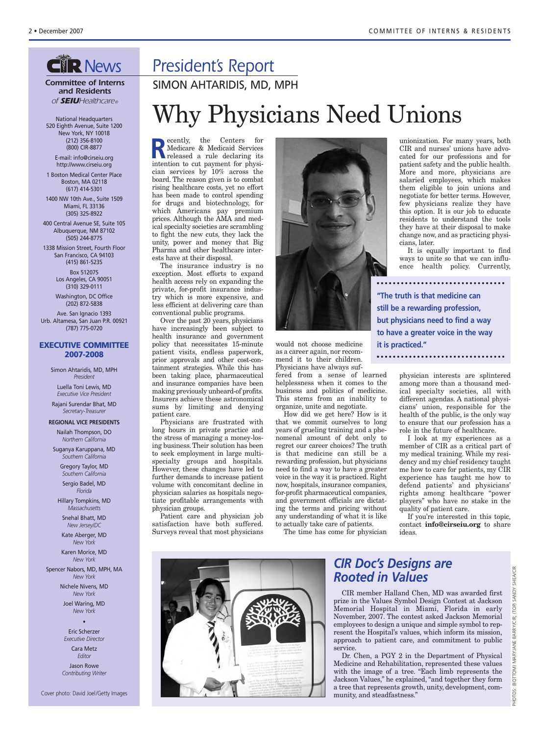# CIR News

**Committee of Interns and Residents**
*of SEIU Healthcare®*

National Headquarters
520 Eighth Avenue, Suite 1200
New York, NY 10018
(212) 356-8100
(800) CIR-8877

E-mail: info@cirseiu.org
http://www.cirseiu.org

1 Boston Medical Center Place
Boston, MA 02118
(617) 414-5301

1400 NW 10th Ave., Suite 1509
Miami, FL 33136
(305) 325-8922

400 Central Avenue SE, Suite 105
Albuquerque, NM 87102
(505) 244-8775

1338 Mission Street, Fourth Floor
San Francisco, CA 94103
(415) 861-5235

Box 512075
Los Angeles, CA 90051
(310) 329-0111

Washington, DC Office
(202) 872-5838

Ave. San Ignacio 1393
Urb. Altamesa, San Juan P.R. 00921
(787) 775-0720

**EXECUTIVE COMMITTEE 2007-2008**

Simon Ahtaridis, MD, MPH
*President*

Luella Toni Lewis, MD
*Executive Vice President*

Rajani Surendar Bhat, MD
*Secretary-Treasurer*

**REGIONAL VICE PRESIDENTS**

Nailah Thompson, DO
*Northern California*

Suganya Karuppana, MD
*Southern California*

Gregory Taylor, MD
*Southern California*

Sergio Badel, MD
*Florida*

Hillary Tompkins, MD
*Massachusetts*

Snehal Bhatt, MD
*New Jersey/DC*

Kate Aberger, MD
*New York*

Karen Morice, MD
*New York*

Spencer Nabors, MD, MPH, MA
*New York*

Nichele Nivens, MD
*New York*

Joel Waring, MD
*New York*

•

Eric Scherzer
*Executive Director*

Cara Metz
*Editor*

Jason Rowe
*Contributing Writer*

Cover photo: David Joel/Getty Images

## President's Report

SIMON AHTARIDIS, MD, MPH

# Why Physicians Need Unions

Recently, the Centers for Medicare & Medicaid Services released a rule declaring its intention to cut payment for physician services by 10% across the board. The reason given is to combat rising healthcare costs, yet no effort has been made to control spending for drugs and biotechnology, for which Americans pay premium prices. Although the AMA and medical specialty societies are scrambling to fight the new cuts, they lack the unity, power and money that Big Pharma and other healthcare interests have at their disposal.

The insurance industry is no exception. Most efforts to expand health access rely on expanding the private, for-profit insurance industry which is more expensive, and less efficient at delivering care than conventional public programs.

Over the past 20 years, physicians have increasingly been subject to health insurance and government policy that necessitates 15-minute patient visits, endless paperwork, prior approvals and other cost-containment strategies. While this has been taking place, pharmaceutical and insurance companies have been making previously unheard-of profits. Insurers achieve these astronomical sums by limiting and denying patient care.

Physicians are frustrated with long hours in private practice and the stress of managing a money-losing business. Their solution has been to seek employment in large multi-specialty groups and hospitals. However, these changes have led to further demands to increase patient volume with concomitant decline in physician salaries as hospitals negotiate profitable arrangements with physician groups.

Patient care and physician job satisfaction have both suffered. Surveys reveal that most physicians would not choose medicine as a career again, nor recommend it to their children. Physicians have always suffered from a sense of learned helplessness when it comes to the business and politics of medicine. This stems from an inability to organize, unite and negotiate.

How did we get here? How is it that we commit ourselves to long years of grueling training and a phenomenal amount of debt only to regret our career choices? The truth is that medicine can still be a rewarding profession, but physicians need to find a way to have a greater voice in the way it is practiced. Right now, hospitals, insurance companies, for-profit pharmaceutical companies, and government officials are dictating the terms and pricing without any understanding of what it is like to actually take care of patients.

The time has come for physician unionization. For many years, both CIR and nurses' unions have advocated for our professions and for patient safety and the public health. More and more, physicians are salaried employees, which makes them eligible to join unions and negotiate for better terms. However, few physicians realize they have this option. It is our job to educate residents to understand the tools they have at their disposal to make change now, and as practicing physicians, later.

It is equally important to find ways to unite so that we can influence health policy. Currently, physician interests are splintered among more than a thousand medical specialty societies, all with different agendas. A national physicians' union, responsible for the health of the public, is the only way to ensure that our profession has a role in the future of healthcare.

> **"The truth is that medicine can still be a rewarding profession, but physicians need to find a way to have a greater voice in the way it is practiced."**

I look at my experiences as a member of CIR as a critical part of my medical training. While my residency and my chief residency taught me how to care for patients, my CIR experience has taught me how to defend patients' and physicians' rights among healthcare "power players" who have no stake in the quality of patient care.

If you're interested in this topic, contact **info@cirseiu.org** to share ideas.

## CIR Doc's Designs are Rooted in Values

CIR member Halland Chen, MD was awarded first prize in the Values Symbol Design Contest at Jackson Memorial Hospital in Miami, Florida in early November, 2007. The contest asked Jackson Memorial employees to design a unique and simple symbol to represent the Hospital's values, which inform its mission, approach to patient care, and commitment to public service.

Dr. Chen, a PGY 2 in the Department of Physical Medicine and Rehabilitation, represented these values with the image of a tree. "Each limb represents the Jackson Values," he explained, "and together they form a tree that represents growth, unity, development, community, and steadfastness."

PHOTOS: (BOTTOM) MARYJANE BARRY/CIR; (TOP) SANDY SHEA/CIR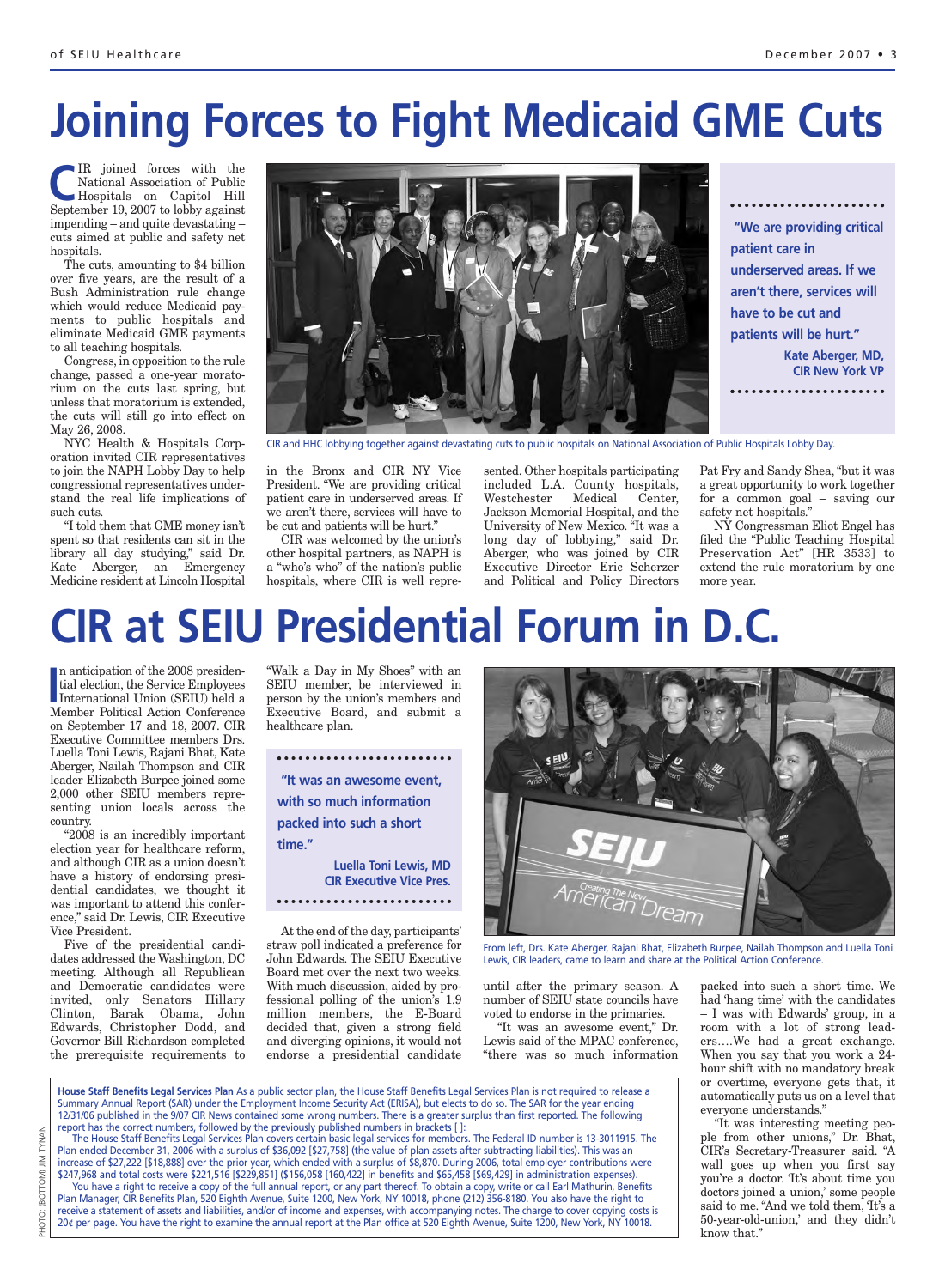# Joining Forces to Fight Medicaid GME Cuts

CIR joined forces with the National Association of Public Hospitals on Capitol Hill September 19, 2007 to lobby against impending – and quite devastating – cuts aimed at public and safety net hospitals.

The cuts, amounting to $4 billion over five years, are the result of a Bush Administration rule change which would reduce Medicaid payments to public hospitals and eliminate Medicaid GME payments to all teaching hospitals.

Congress, in opposition to the rule change, passed a one-year moratorium on the cuts last spring, but unless that moratorium is extended, the cuts will still go into effect on May 26, 2008.

NYC Health & Hospitals Corporation invited CIR representatives to join the NAPH Lobby Day to help congressional representatives understand the real life implications of such cuts.

"I told them that GME money isn't spent so that residents can sit in the library all day studying," said Dr. Kate Aberger, an Emergency Medicine resident at Lincoln Hospital in the Bronx and CIR NY Vice President. "We are providing critical patient care in underserved areas. If we aren't there, services will have to be cut and patients will be hurt."

CIR was welcomed by the union's other hospital partners, as NAPH is a "who's who" of the nation's public hospitals, where CIR is well represented. Other hospitals participating included L.A. County hospitals, Westchester Medical Center, Jackson Memorial Hospital, and the University of New Mexico. "It was a long day of lobbying," said Dr. Aberger, who was joined by CIR Executive Director Eric Scherzer and Political and Policy Directors Pat Fry and Sandy Shea, "but it was a great opportunity to work together for a common goal – saving our safety net hospitals."

NY Congressman Eliot Engel has filed the "Public Teaching Hospital Preservation Act" [HR 3533] to extend the rule moratorium by one more year.

CIR and HHC lobbying together against devastating cuts to public hospitals on National Association of Public Hospitals Lobby Day.

> **"We are providing critical patient care in underserved areas. If we aren't there, services will have to be cut and patients will be hurt."**
>
> **Kate Aberger, MD, CIR New York VP**

# CIR at SEIU Presidential Forum in D.C.

In anticipation of the 2008 presidential election, the Service Employees International Union (SEIU) held a Member Political Action Conference on September 17 and 18, 2007. CIR Executive Committee members Drs. Luella Toni Lewis, Rajani Bhat, Kate Aberger, Nailah Thompson and CIR leader Elizabeth Burpee joined some 2,000 other SEIU members representing union locals across the country.

"2008 is an incredibly important election year for healthcare reform, and although CIR as a union doesn't have a history of endorsing presidential candidates, we thought it was important to attend this conference," said Dr. Lewis, CIR Executive Vice President.

Five of the presidential candidates addressed the Washington, DC meeting. Although all Republican and Democratic candidates were invited, only Senators Hillary Clinton, Barak Obama, John Edwards, Christopher Dodd, and Governor Bill Richardson completed the prerequisite requirements to "Walk a Day in My Shoes" with an SEIU member, be interviewed in person by the union's members and Executive Board, and submit a healthcare plan.

> **"It was an awesome event, with so much information packed into such a short time."**
>
> **Luella Toni Lewis, MD CIR Executive Vice Pres.**

At the end of the day, participants' straw poll indicated a preference for John Edwards. The SEIU Executive Board met over the next two weeks. With much discussion, aided by professional polling of the union's 1.9 million members, the E-Board decided that, given a strong field and diverging opinions, it would not endorse a presidential candidate until after the primary season. A number of SEIU state councils have voted to endorse in the primaries.

"It was an awesome event," Dr. Lewis said of the MPAC conference, "there was so much information packed into such a short time. We had 'hang time' with the candidates – I was with Edwards' group, in a room with a lot of strong leaders….We had a great exchange. When you say that you work a 24-hour shift with no mandatory break or overtime, everyone gets that, it automatically puts us on a level that everyone understands."

"It was interesting meeting people from other unions," Dr. Bhat, CIR's Secretary-Treasurer said. "A wall goes up when you first say you're a doctor. 'It's about time you doctors joined a union,' some people said to me. "And we told them, 'It's a 50-year-old-union,' and they didn't know that."

From left, Drs. Kate Aberger, Rajani Bhat, Elizabeth Burpee, Nailah Thompson and Luella Toni Lewis, CIR leaders, came to learn and share at the Political Action Conference.

**House Staff Benefits Legal Services Plan** As a public sector plan, the House Staff Benefits Legal Services Plan is not required to release a Summary Annual Report (SAR) under the Employment Income Security Act (ERISA), but elects to do so. The SAR for the year ending 12/31/06 published in the 9/07 CIR News contained some wrong numbers. There is a greater surplus than first reported. The following report has the correct numbers, followed by the previously published numbers in brackets [ ]:

The House Staff Benefits Legal Services Plan covers certain basic legal services for members. The Federal ID number is 13-3011915. The Plan ended December 31, 2006 with a surplus of $36,092 [$27,758] (the value of plan assets after subtracting liabilities). This was an increase of $27,222 [$18,888] over the prior year, which ended with a surplus of $8,870. During 2006, total employer contributions were $247,968 and total costs were $221,516 [$229,851] ($156,058 [160,422] in benefits and $65,458 [$69,429] in administration expenses).

You have a right to receive a copy of the full annual report, or any part thereof. To obtain a copy, write or call Earl Mathurin, Benefits Plan Manager, CIR Benefits Plan, 520 Eighth Avenue, Suite 1200, New York, NY 10018, phone (212) 356-8180. You also have the right to receive a statement of assets and liabilities, and/or of income and expenses, with accompanying notes. The charge to cover copying costs is 20¢ per page. You have the right to examine the annual report at the Plan office at 520 Eighth Avenue, Suite 1200, New York, NY 10018.

PHOTO: (BOTTOM) JIM TYNAN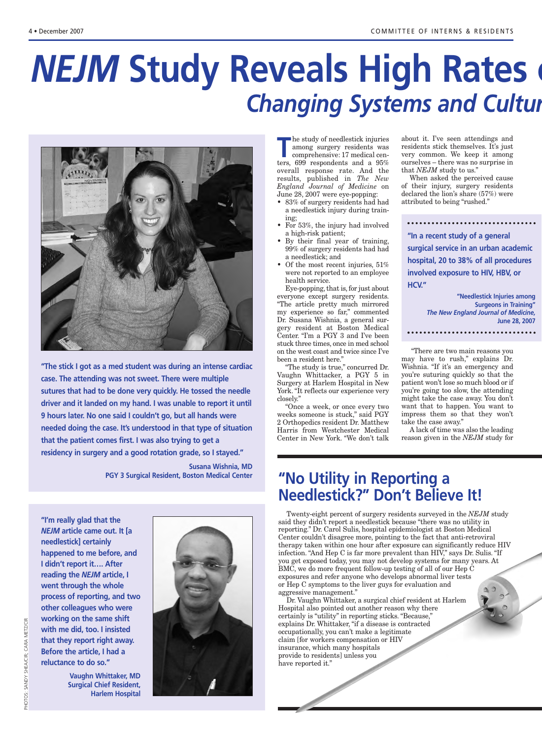# *NEJM* Study Reveals High Rates

## *Changing Systems and Cultur*

"The stick I got as a med student was during an intense cardiac case. The attending was not sweet. There were multiple sutures that had to be done very quickly. He tossed the needle driver and it landed on my hand. I was unable to report it until 9 hours later. No one said I couldn't go, but all hands were needed doing the case. It's understood in that type of situation that the patient comes first. I was also trying to get a residency in surgery and a good rotation grade, so I stayed."

**Susana Wishnia, MD**
**PGY 3 Surgical Resident, Boston Medical Center**

"I'm really glad that the *NEJM* article came out. It [a needlestick] certainly happened to me before, and I didn't report it…. After reading the *NEJM* article, I went through the whole process of reporting, and two other colleagues who were working on the same shift with me did, too. I insisted that they report right away. Before the article, I had a reluctance to do so."

**Vaughn Whittaker, MD**
**Surgical Chief Resident,**
**Harlem Hospital**

PHOTOS: SANDY SHEA/CIR; CARA METZ/CIR

The study of needlestick injuries among surgery residents was comprehensive: 17 medical centers, 699 respondents and a 95% overall response rate. And the results, published in *The New England Journal of Medicine* on June 28, 2007 were eye-popping:

- 83% of surgery residents had had a needlestick injury during training;
- For 53%, the injury had involved a high-risk patient;
- By their final year of training, 99% of surgery residents had had a needlestick; and
- Of the most recent injuries, 51% were not reported to an employee health service.

Eye-popping, that is, for just about everyone except surgery residents. "The article pretty much mirrored my experience so far," commented Dr. Susana Wishnia, a general surgery resident at Boston Medical Center. "I'm a PGY 3 and I've been stuck three times, once in med school on the west coast and twice since I've been a resident here."

"The study is true," concurred Dr. Vaughn Whittaker, a PGY 5 in Surgery at Harlem Hospital in New York. "It reflects our experience very closely."

"Once a week, or once every two weeks someone is stuck," said PGY 2 Orthopedics resident Dr. Matthew Harris from Westchester Medical Center in New York. "We don't talk about it. I've seen attendings and residents stick themselves. It's just very common. We keep it among ourselves – there was no surprise in that *NEJM* study to us."

When asked the perceived cause of their injury, surgery residents declared the lion's share (57%) were attributed to being "rushed."

> **"In a recent study of a general surgical service in an urban academic hospital, 20 to 38% of all procedures involved exposure to HIV, HBV, or HCV."**
>
> **"Needlestick Injuries among Surgeons in Training"**
> ***The New England Journal of Medicine,***
> **June 28, 2007**

"There are two main reasons you may have to rush," explains Dr. Wishnia. "If it's an emergency and you're suturing quickly so that the patient won't lose so much blood or if you're going too slow, the attending might take the case away. You don't want that to happen. You want to impress them so that they won't take the case away."

A lack of time was also the leading reason given in the *NEJM* study for

## "No Utility in Reporting a Needlestick?" Don't Believe It!

Twenty-eight percent of surgery residents surveyed in the *NEJM* study said they didn't report a needlestick because "there was no utility in reporting." Dr. Carol Sulis, hospital epidemiologist at Boston Medical Center couldn't disagree more, pointing to the fact that anti-retroviral therapy taken within one hour after exposure can significantly reduce HIV infection. "And Hep C is far more prevalent than HIV," says Dr. Sulis. "If you get exposed today, you may not develop systems for many years. At BMC, we do more frequent follow-up testing of all of our Hep C exposures and refer anyone who develops abnormal liver tests or Hep C symptoms to the liver guys for evaluation and aggressive management."

Dr. Vaughn Whittaker, a surgical chief resident at Harlem Hospital also pointed out another reason why there certainly is "utility" in reporting sticks. "Because," explains Dr. Whittaker, "if a disease is contracted occupationally, you can't make a legitimate claim [for workers compensation or HIV insurance, which many hospitals provide to residents] unless you have reported it."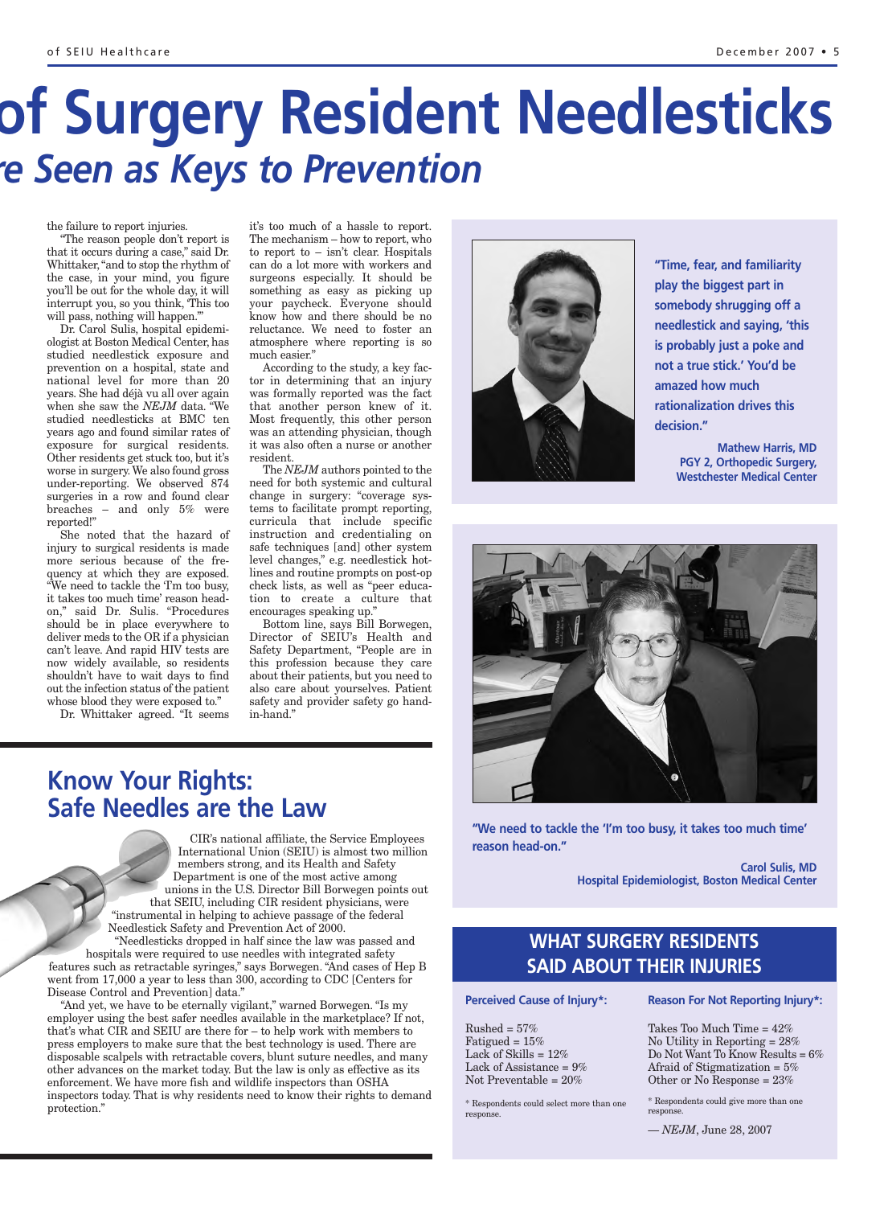# of Surgery Resident Needlesticks

## *e Seen as Keys to Prevention*

the failure to report injuries.

"The reason people don't report is that it occurs during a case," said Dr. Whittaker, "and to stop the rhythm of the case, in your mind, you figure you'll be out for the whole day, it will interrupt you, so you think, 'This too will pass, nothing will happen.'"

Dr. Carol Sulis, hospital epidemiologist at Boston Medical Center, has studied needlestick exposure and prevention on a hospital, state and national level for more than 20 years. She had déjà vu all over again when she saw the *NEJM* data. "We studied needlesticks at BMC ten years ago and found similar rates of exposure for surgical residents. Other residents get stuck too, but it's worse in surgery. We also found gross under-reporting. We observed 874 surgeries in a row and found clear breaches – and only 5% were reported!"

She noted that the hazard of injury to surgical residents is made more serious because of the frequency at which they are exposed. "We need to tackle the 'I'm too busy, it takes too much time' reason head-on," said Dr. Sulis. "Procedures should be in place everywhere to deliver meds to the OR if a physician can't leave. And rapid HIV tests are now widely available, so residents shouldn't have to wait days to find out the infection status of the patient whose blood they were exposed to."

Dr. Whittaker agreed. "It seems it's too much of a hassle to report. The mechanism – how to report, who to report to – isn't clear. Hospitals can do a lot more with workers and surgeons especially. It should be something as easy as picking up your paycheck. Everyone should know how and there should be no reluctance. We need to foster an atmosphere where reporting is so much easier."

According to the study, a key factor in determining that an injury was formally reported was the fact that another person knew of it. Most frequently, this other person was an attending physician, though it was also often a nurse or another resident.

The *NEJM* authors pointed to the need for both systemic and cultural change in surgery: "coverage systems to facilitate prompt reporting, curricula that include specific instruction and credentialing on safe techniques [and] other system level changes," e.g. needlestick hotlines and routine prompts on post-op check lists, as well as "peer education to create a culture that encourages speaking up."

Bottom line, says Bill Borwegen, Director of SEIU's Health and Safety Department, "People are in this profession because they care about their patients, but you need to also care about yourselves. Patient safety and provider safety go hand-in-hand."

**"Time, fear, and familiarity play the biggest part in somebody shrugging off a needlestick and saying, 'this is probably just a poke and not a true stick.' You'd be amazed how much rationalization drives this decision."**

**Mathew Harris, MD**
**PGY 2, Orthopedic Surgery, Westchester Medical Center**

**"We need to tackle the 'I'm too busy, it takes too much time' reason head-on."**

**Carol Sulis, MD**
**Hospital Epidemiologist, Boston Medical Center**

## Know Your Rights: Safe Needles are the Law

CIR's national affiliate, the Service Employees International Union (SEIU) is almost two million members strong, and its Health and Safety Department is one of the most active among unions in the U.S. Director Bill Borwegen points out that SEIU, including CIR resident physicians, were "instrumental in helping to achieve passage of the federal Needlestick Safety and Prevention Act of 2000.

"Needlesticks dropped in half since the law was passed and hospitals were required to use needles with integrated safety features such as retractable syringes," says Borwegen. "And cases of Hep B went from 17,000 a year to less than 300, according to CDC [Centers for Disease Control and Prevention] data."

"And yet, we have to be eternally vigilant," warned Borwegen. "Is my employer using the best safer needles available in the marketplace? If not, that's what CIR and SEIU are there for – to help work with members to press employers to make sure that the best technology is used. There are disposable scalpels with retractable covers, blunt suture needles, and many other advances on the market today. But the law is only as effective as its enforcement. We have more fish and wildlife inspectors than OSHA inspectors today. That is why residents need to know their rights to demand protection."

## WHAT SURGERY RESIDENTS SAID ABOUT THEIR INJURIES

**Perceived Cause of Injury*:**

Rushed = 57%
Fatigued = 15%
Lack of Skills = 12%
Lack of Assistance = 9%
Not Preventable = 20%

\* Respondents could select more than one response.

**Reason For Not Reporting Injury*:**

Takes Too Much Time = 42%
No Utility in Reporting = 28%
Do Not Want To Know Results = 6%
Afraid of Stigmatization = 5%
Other or No Response = 23%

\* Respondents could give more than one response.

— *NEJM*, June 28, 2007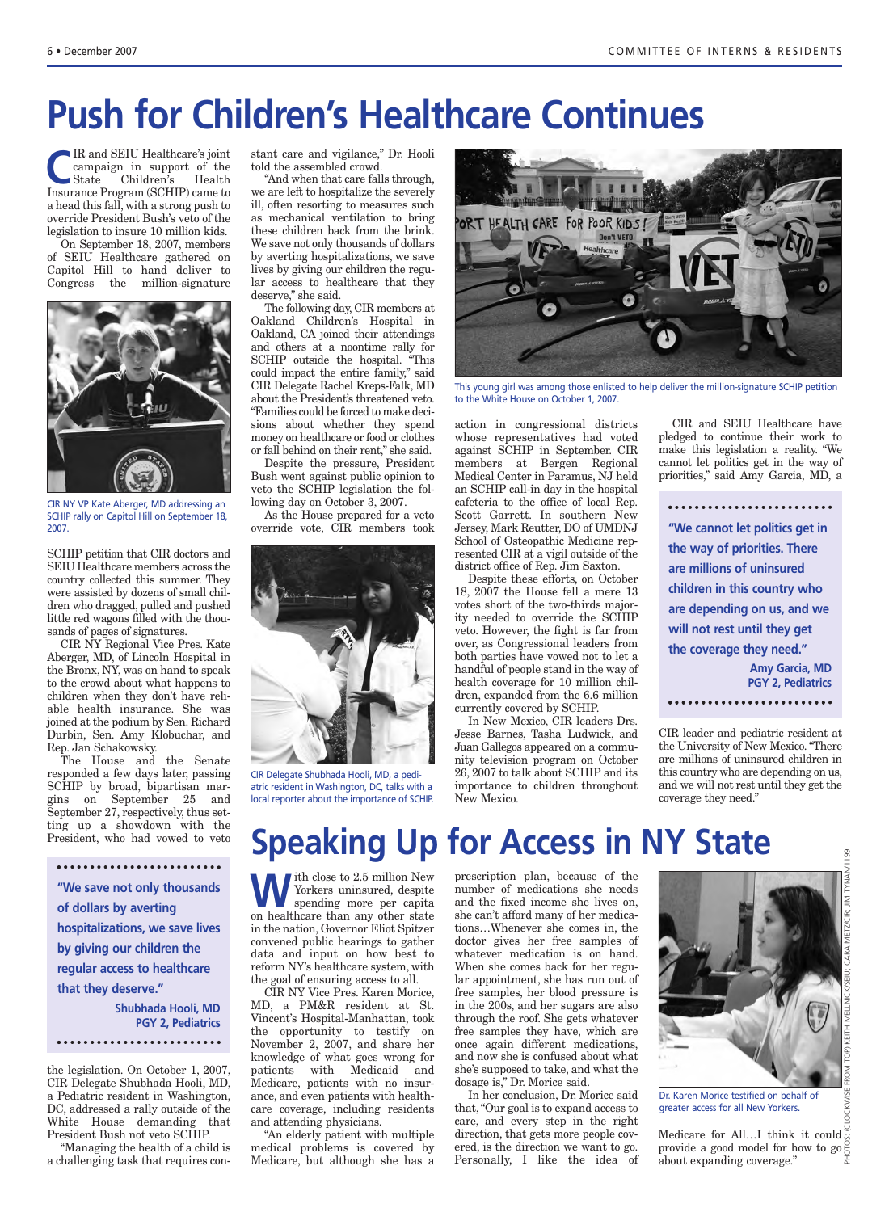# Push for Children's Healthcare Continues

CIR and SEIU Healthcare's joint campaign in support of the State Children's Health Insurance Program (SCHIP) came to a head this fall, with a strong push to override President Bush's veto of the legislation to insure 10 million kids.

On September 18, 2007, members of SEIU Healthcare gathered on Capitol Hill to hand deliver to Congress the million-signature SCHIP petition that CIR doctors and SEIU Healthcare members across the country collected this summer. They were assisted by dozens of small children who dragged, pulled and pushed little red wagons filled with the thousands of pages of signatures.

CIR NY VP Kate Aberger, MD addressing an SCHIP rally on Capitol Hill on September 18, 2007.

CIR NY Regional Vice Pres. Kate Aberger, MD, of Lincoln Hospital in the Bronx, NY, was on hand to speak to the crowd about what happens to children when they don't have reliable health insurance. She was joined at the podium by Sen. Richard Durbin, Sen. Amy Klobuchar, and Rep. Jan Schakowsky.

The House and the Senate responded a few days later, passing SCHIP by broad, bipartisan margins on September 25 and September 27, respectively, thus setting up a showdown with the President, who had vowed to veto the legislation. On October 1, 2007, CIR Delegate Shubhada Hooli, MD, a Pediatric resident in Washington, DC, addressed a rally outside of the White House demanding that President Bush not veto SCHIP.

> **"We save not only thousands of dollars by averting hospitalizations, we save lives by giving our children the regular access to healthcare that they deserve."**
>
> **Shubhada Hooli, MD**
> **PGY 2, Pediatrics**

"Managing the health of a child is a challenging task that requires constant care and vigilance," Dr. Hooli told the assembled crowd.

"And when that care falls through, we are left to hospitalize the severely ill, often resorting to measures such as mechanical ventilation to bring these children back from the brink. We save not only thousands of dollars by averting hospitalizations, we save lives by giving our children the regular access to healthcare that they deserve," she said.

The following day, CIR members at Oakland Children's Hospital in Oakland, CA joined their attendings and others at a noontime rally for SCHIP outside the hospital. "This could impact the entire family," said CIR Delegate Rachel Kreps-Falk, MD about the President's threatened veto. "Families could be forced to make decisions about whether they spend money on healthcare or food or clothes or fall behind on their rent," she said.

Despite the pressure, President Bush went against public opinion to veto the SCHIP legislation the following day on October 3, 2007.

As the House prepared for a veto override vote, CIR members took action in congressional districts whose representatives had voted against SCHIP in September. CIR members at Bergen Regional Medical Center in Paramus, NJ held an SCHIP call-in day in the hospital cafeteria to the office of local Rep. Scott Garrett. In southern New Jersey, Mark Reutter, DO of UMDNJ School of Osteopathic Medicine represented CIR at a vigil outside of the district office of Rep. Jim Saxton.

CIR Delegate Shubhada Hooli, MD, a pediatric resident in Washington, DC, talks with a local reporter about the importance of SCHIP.

This young girl was among those enlisted to help deliver the million-signature SCHIP petition to the White House on October 1, 2007.

Despite these efforts, on October 18, 2007 the House fell a mere 13 votes short of the two-thirds majority needed to override the SCHIP veto. However, the fight is far from over, as Congressional leaders from both parties have vowed not to let a handful of people stand in the way of health coverage for 10 million children, expanded from the 6.6 million currently covered by SCHIP.

In New Mexico, CIR leaders Drs. Jesse Barnes, Tasha Ludwick, and Juan Gallegos appeared on a community television program on October 26, 2007 to talk about SCHIP and its importance to children throughout New Mexico.

CIR and SEIU Healthcare have pledged to continue their work to make this legislation a reality. "We cannot let politics get in the way of priorities," said Amy Garcia, MD, a CIR leader and pediatric resident at the University of New Mexico. "There are millions of uninsured children in this country who are depending on us, and we will not rest until they get the coverage they need."

> **"We cannot let politics get in the way of priorities. There are millions of uninsured children in this country who are depending on us, and we will not rest until they get the coverage they need."**
>
> **Amy Garcia, MD**
> **PGY 2, Pediatrics**

# Speaking Up for Access in NY State

With close to 2.5 million New Yorkers uninsured, despite spending more per capita on healthcare than any other state in the nation, Governor Eliot Spitzer convened public hearings to gather data and input on how best to reform NY's healthcare system, with the goal of ensuring access to all.

CIR NY Vice Pres. Karen Morice, MD, a PM&R resident at St. Vincent's Hospital-Manhattan, took the opportunity to testify on November 2, 2007, and share her knowledge of what goes wrong for patients with Medicaid and Medicare, patients with no insurance, and even patients with healthcare coverage, including residents and attending physicians.

"An elderly patient with multiple medical problems is covered by Medicare, but although she has a prescription plan, because of the number of medications she needs and the fixed income she lives on, she can't afford many of her medications…Whenever she comes in, the doctor gives her free samples of whatever medication is on hand. When she comes back for her regular appointment, she has run out of free samples, her blood pressure is in the 200s, and her sugars are also through the roof. She gets whatever free samples they have, which are once again different medications, and now she is confused about what she's supposed to take, and what the dosage is," Dr. Morice said.

In her conclusion, Dr. Morice said that, "Our goal is to expand access to care, and every step in the right direction, that gets more people covered, is the direction we want to go. Personally, I like the idea of Medicare for All…I think it could provide a good model for how to go about expanding coverage."

Dr. Karen Morice testified on behalf of greater access for all New Yorkers.

PHOTOS: (CLOCKWISE FROM TOP) KEITH MELLNICK/SEIU; CARA METZ/CIR; JIM TYNAN/1199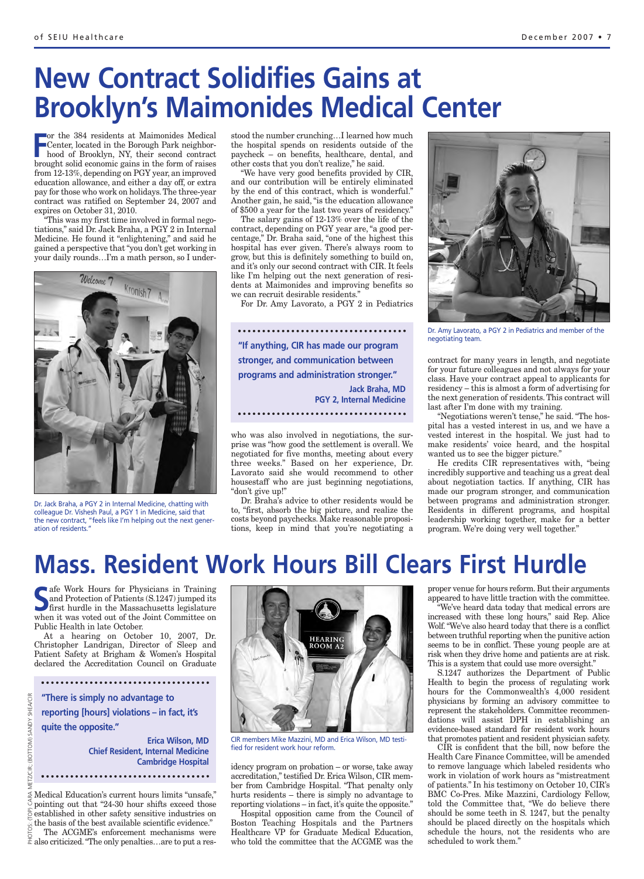# New Contract Solidifies Gains at Brooklyn's Maimonides Medical Center

For the 384 residents at Maimonides Medical Center, located in the Borough Park neighborhood of Brooklyn, NY, their second contract brought solid economic gains in the form of raises from 12-13%, depending on PGY year, an improved education allowance, and either a day off, or extra pay for those who work on holidays. The three-year contract was ratified on September 24, 2007 and expires on October 31, 2010.

"This was my first time involved in formal negotiations," said Dr. Jack Braha, a PGY 2 in Internal Medicine. He found it "enlightening," and said he gained a perspective that "you don't get working in your daily rounds…I'm a math person, so I understood the number crunching…I learned how much the hospital spends on residents outside of the paycheck – on benefits, healthcare, dental, and other costs that you don't realize," he said.

"We have very good benefits provided by CIR, and our contribution will be entirely eliminated by the end of this contract, which is wonderful." Another gain, he said, "is the education allowance of $500 a year for the last two years of residency."

The salary gains of 12-13% over the life of the contract, depending on PGY year are, "a good percentage," Dr. Braha said, "one of the highest this hospital has ever given. There's always room to grow, but this is definitely something to build on, and it's only our second contract with CIR. It feels like I'm helping out the next generation of residents at Maimonides and improving benefits so we can recruit desirable residents."

Dr. Jack Braha, a PGY 2 in Internal Medicine, chatting with colleague Dr. Vishesh Paul, a PGY 1 in Medicine, said that the new contract, "feels like I'm helping out the next generation of residents."

For Dr. Amy Lavorato, a PGY 2 in Pediatrics who was also involved in negotiations, the surprise was "how good the settlement is overall. We negotiated for five months, meeting about every three weeks." Based on her experience, Dr. Lavorato said she would recommend to other housestaff who are just beginning negotiations, "don't give up!"

> "If anything, CIR has made our program stronger, and communication between programs and administration stronger."
>
> **Jack Braha, MD**
> **PGY 2, Internal Medicine**

Dr. Braha's advice to other residents would be to, "first, absorb the big picture, and realize the costs beyond paychecks. Make reasonable propositions, keep in mind that you're negotiating a contract for many years in length, and negotiate for your future colleagues and not always for your class. Have your contract appeal to applicants for residency – this is almost a form of advertising for the next generation of residents. This contract will last after I'm done with my training.

Dr. Amy Lavorato, a PGY 2 in Pediatrics and member of the negotiating team.

"Negotiations weren't tense," he said. "The hospital has a vested interest in us, and we have a vested interest in the hospital. We just had to make residents' voice heard, and the hospital wanted us to see the bigger picture."

He credits CIR representatives with, "being incredibly supportive and teaching us a great deal about negotiation tactics. If anything, CIR has made our program stronger, and communication between programs and administration stronger. Residents in different programs, and hospital leadership working together, make for a better program. We're doing very well together."

# Mass. Resident Work Hours Bill Clears First Hurdle

Safe Work Hours for Physicians in Training and Protection of Patients (S.1247) jumped its first hurdle in the Massachusetts legislature when it was voted out of the Joint Committee on Public Health in late October.

At a hearing on October 10, 2007, Dr. Christopher Landrigan, Director of Sleep and Patient Safety at Brigham & Women's Hospital declared the Accreditation Council on Graduate Medical Education's current hours limits "unsafe," pointing out that "24-30 hour shifts exceed those established in other safety sensitive industries on the basis of the best available scientific evidence."

> "There is simply no advantage to reporting [hours] violations – in fact, it's quite the opposite."
>
> **Erica Wilson, MD**
> **Chief Resident, Internal Medicine**
> **Cambridge Hospital**

The ACGME's enforcement mechanisms were also criticized. "The only penalties…are to put a residency program on probation – or worse, take away accreditation," testified Dr. Erica Wilson, CIR member from Cambridge Hospital. "That penalty only hurts residents – there is simply no advantage to reporting violations – in fact, it's quite the opposite."

CIR members Mike Mazzini, MD and Erica Wilson, MD testified for resident work hour reform.

Hospital opposition came from the Council of Boston Teaching Hospitals and the Partners Healthcare VP for Graduate Medical Education, who told the committee that the ACGME was the proper venue for hours reform. But their arguments appeared to have little traction with the committee.

"We've heard data today that medical errors are increased with these long hours," said Rep. Alice Wolf. "We've also heard today that there is a conflict between truthful reporting when the punitive action seems to be in conflict. These young people are at risk when they drive home and patients are at risk. This is a system that could use more oversight."

S.1247 authorizes the Department of Public Health to begin the process of regulating work hours for the Commonwealth's 4,000 resident physicians by forming an advisory committee to represent the stakeholders. Committee recommendations will assist DPH in establishing an evidence-based standard for resident work hours that promotes patient and resident physician safety.

CIR is confident that the bill, now before the Health Care Finance Committee, will be amended to remove language which labeled residents who work in violation of work hours as "mistreatment of patients." In his testimony on October 10, CIR's BMC Co-Pres. Mike Mazzini, Cardiology Fellow, told the Committee that, "We do believe there should be some teeth in S. 1247, but the penalty should be placed directly on the hospitals which schedule the hours, not the residents who are scheduled to work them."

PHOTOS: (TOP) CARA METZ/CIR; (BOTTOM) SANDY SHEA/CIR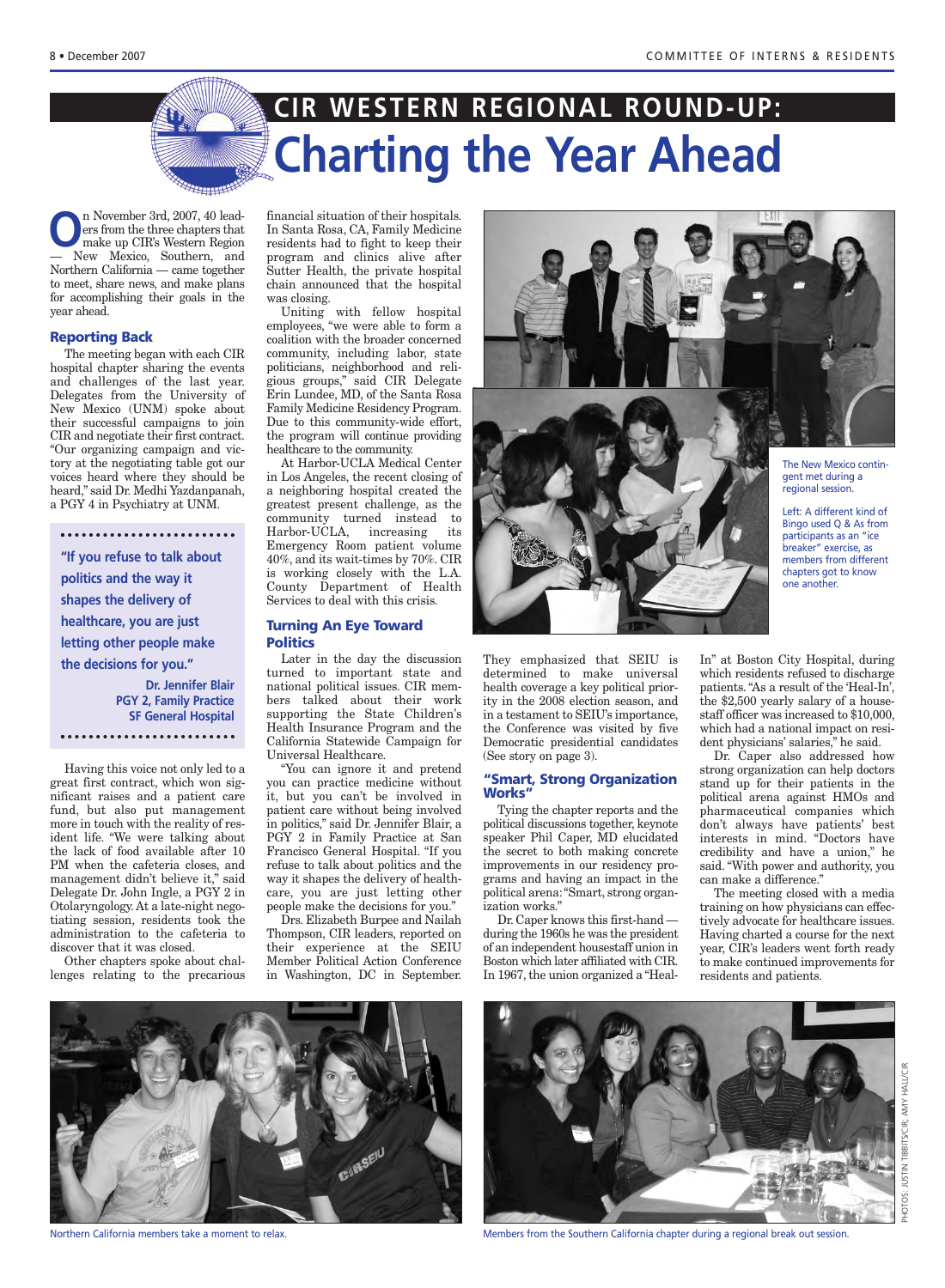# CIR WESTERN REGIONAL ROUND-UP:

# Charting the Year Ahead

On November 3rd, 2007, 40 leaders from the three chapters that make up CIR's Western Region — New Mexico, Southern, and Northern California — came together to meet, share news, and make plans for accomplishing their goals in the year ahead.

### Reporting Back

The meeting began with each CIR hospital chapter sharing the events and challenges of the last year. Delegates from the University of New Mexico (UNM) spoke about their successful campaigns to join CIR and negotiate their first contract. "Our organizing campaign and victory at the negotiating table got our voices heard where they should be heard," said Dr. Medhi Yazdanpanah, a PGY 4 in Psychiatry at UNM.

> **"If you refuse to talk about politics and the way it shapes the delivery of healthcare, you are just letting other people make the decisions for you."**
>
> **Dr. Jennifer Blair**
> **PGY 2, Family Practice**
> **SF General Hospital**

Having this voice not only led to a great first contract, which won significant raises and a patient care fund, but also put management more in touch with the reality of resident life. "We were talking about the lack of food available after 10 PM when the cafeteria closes, and management didn't believe it," said Delegate Dr. John Ingle, a PGY 2 in Otolaryngology. At a late-night negotiating session, residents took the administration to the cafeteria to discover that it was closed.

Other chapters spoke about challenges relating to the precarious financial situation of their hospitals. In Santa Rosa, CA, Family Medicine residents had to fight to keep their program and clinics alive after Sutter Health, the private hospital chain announced that the hospital was closing.

Uniting with fellow hospital employees, "we were able to form a coalition with the broader concerned community, including labor, state politicians, neighborhood and religious groups," said CIR Delegate Erin Lundee, MD, of the Santa Rosa Family Medicine Residency Program. Due to this community-wide effort, the program will continue providing healthcare to the community.

At Harbor-UCLA Medical Center in Los Angeles, the recent closing of a neighboring hospital created the greatest present challenge, as the community turned instead to Harbor-UCLA, increasing its Emergency Room patient volume 40%, and its wait-times by 70%. CIR is working closely with the L.A. County Department of Health Services to deal with this crisis.

### Turning An Eye Toward Politics

Later in the day the discussion turned to important state and national political issues. CIR members talked about their work supporting the State Children's Health Insurance Program and the California Statewide Campaign for Universal Healthcare.

"You can ignore it and pretend you can practice medicine without it, but you can't be involved in patient care without being involved in politics," said Dr. Jennifer Blair, a PGY 2 in Family Practice at San Francisco General Hospital. "If you refuse to talk about politics and the way it shapes the delivery of healthcare, you are just letting other people make the decisions for you."

Drs. Elizabeth Burpee and Nailah Thompson, CIR leaders, reported on their experience at the SEIU Member Political Action Conference in Washington, DC in September. They emphasized that SEIU is determined to make universal health coverage a key political priority in the 2008 election season, and in a testament to SEIU's importance, the Conference was visited by five Democratic presidential candidates (See story on page 3).

The New Mexico contingent met during a regional session.

Left: A different kind of Bingo used Q & As from participants as an "ice breaker" exercise, as members from different chapters got to know one another.

### "Smart, Strong Organization Works"

Tying the chapter reports and the political discussions together, keynote speaker Phil Caper, MD elucidated the secret to both making concrete improvements in our residency programs and having an impact in the political arena: "Smart, strong organization works."

Dr. Caper knows this first-hand — during the 1960s he was the president of an independent housestaff union in Boston which later affiliated with CIR. In 1967, the union organized a "Heal-In" at Boston City Hospital, during which residents refused to discharge patients. "As a result of the 'Heal-In', the $2,500 yearly salary of a housestaff officer was increased to $10,000, which had a national impact on resident physicians' salaries," he said.

Dr. Caper also addressed how strong organization can help doctors stand up for their patients in the political arena against HMOs and pharmaceutical companies which don't always have patients' best interests in mind. "Doctors have credibility and have a union," he said. "With power and authority, you can make a difference."

The meeting closed with a media training on how physicians can effectively advocate for healthcare issues. Having charted a course for the next year, CIR's leaders went forth ready to make continued improvements for residents and patients.

Northern California members take a moment to relax.

Members from the Southern California chapter during a regional break out session.

PHOTOS: JUSTIN TIBBITS/CIR; AMY HALL/CIR